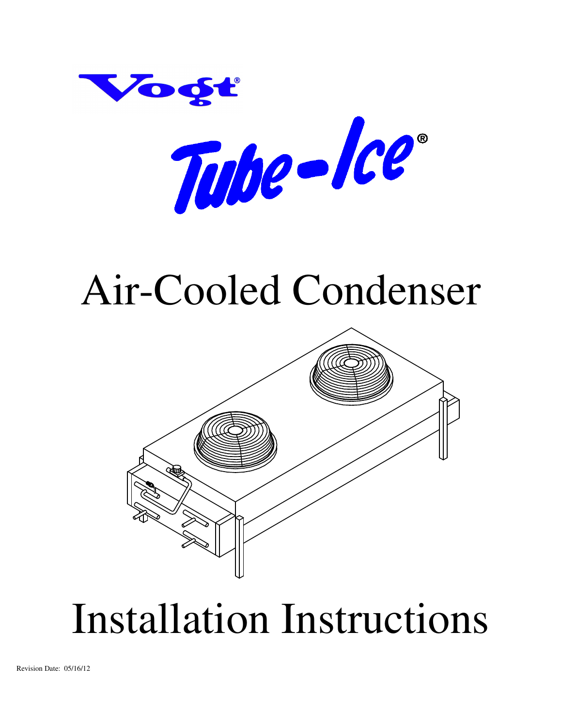Vogt®

Tube-Ice®

# Air-Cooled Condenser

# Installation Instructions

Revision Date: 05/16/12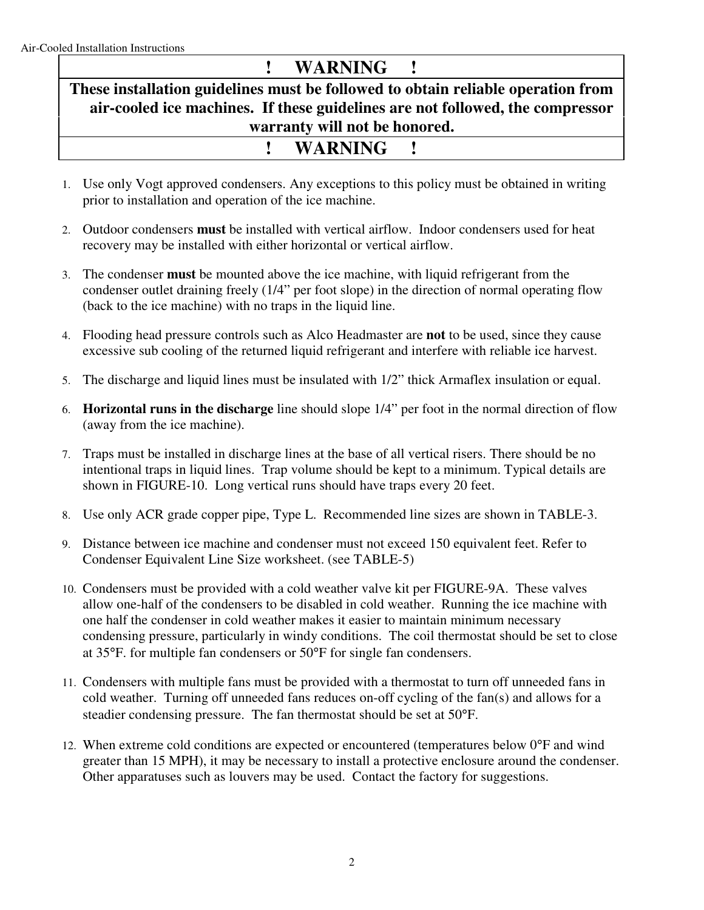| ! WARNING ! |
|---|
| **These installation guidelines must be followed to obtain reliable operation from air-cooled ice machines. If these guidelines are not followed, the compressor warranty will not be honored.** |
| **! WARNING !** |

1. Use only Vogt approved condensers. Any exceptions to this policy must be obtained in writing prior to installation and operation of the ice machine.

2. Outdoor condensers **must** be installed with vertical airflow. Indoor condensers used for heat recovery may be installed with either horizontal or vertical airflow.

3. The condenser **must** be mounted above the ice machine, with liquid refrigerant from the condenser outlet draining freely (1/4" per foot slope) in the direction of normal operating flow (back to the ice machine) with no traps in the liquid line.

4. Flooding head pressure controls such as Alco Headmaster are **not** to be used, since they cause excessive sub cooling of the returned liquid refrigerant and interfere with reliable ice harvest.

5. The discharge and liquid lines must be insulated with 1/2" thick Armaflex insulation or equal.

6. **Horizontal runs in the discharge** line should slope 1/4" per foot in the normal direction of flow (away from the ice machine).

7. Traps must be installed in discharge lines at the base of all vertical risers. There should be no intentional traps in liquid lines. Trap volume should be kept to a minimum. Typical details are shown in FIGURE-10. Long vertical runs should have traps every 20 feet.

8. Use only ACR grade copper pipe, Type L. Recommended line sizes are shown in TABLE-3.

9. Distance between ice machine and condenser must not exceed 150 equivalent feet. Refer to Condenser Equivalent Line Size worksheet. (see TABLE-5)

10. Condensers must be provided with a cold weather valve kit per FIGURE-9A. These valves allow one-half of the condensers to be disabled in cold weather. Running the ice machine with one half the condenser in cold weather makes it easier to maintain minimum necessary condensing pressure, particularly in windy conditions. The coil thermostat should be set to close at 35°F. for multiple fan condensers or 50°F for single fan condensers.

11. Condensers with multiple fans must be provided with a thermostat to turn off unneeded fans in cold weather. Turning off unneeded fans reduces on-off cycling of the fan(s) and allows for a steadier condensing pressure. The fan thermostat should be set at 50°F.

12. When extreme cold conditions are expected or encountered (temperatures below 0°F and wind greater than 15 MPH), it may be necessary to install a protective enclosure around the condenser. Other apparatuses such as louvers may be used. Contact the factory for suggestions.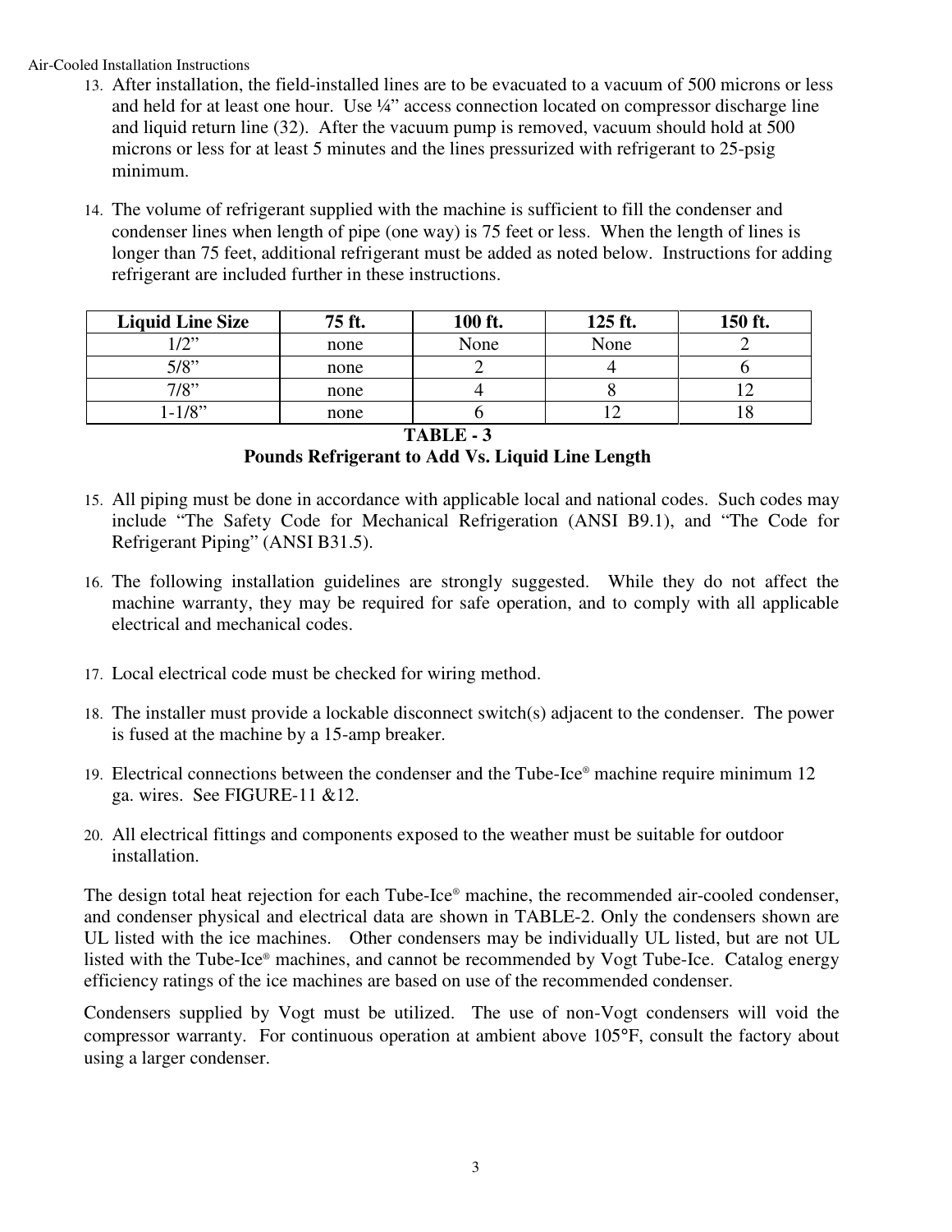13. After installation, the field-installed lines are to be evacuated to a vacuum of 500 microns or less and held for at least one hour. Use ¼" access connection located on compressor discharge line and liquid return line (32). After the vacuum pump is removed, vacuum should hold at 500 microns or less for at least 5 minutes and the lines pressurized with refrigerant to 25-psig minimum.

14. The volume of refrigerant supplied with the machine is sufficient to fill the condenser and condenser lines when length of pipe (one way) is 75 feet or less. When the length of lines is longer than 75 feet, additional refrigerant must be added as noted below. Instructions for adding refrigerant are included further in these instructions.

| Liquid Line Size | 75 ft. | 100 ft. | 125 ft. | 150 ft. |
|---|---|---|---|---|
| 1/2" | none | None | None | 2 |
| 5/8" | none | 2 | 4 | 6 |
| 7/8" | none | 4 | 8 | 12 |
| 1-1/8" | none | 6 | 12 | 18 |

**TABLE - 3**
**Pounds Refrigerant to Add Vs. Liquid Line Length**

15. All piping must be done in accordance with applicable local and national codes. Such codes may include "The Safety Code for Mechanical Refrigeration (ANSI B9.1), and "The Code for Refrigerant Piping" (ANSI B31.5).

16. The following installation guidelines are strongly suggested. While they do not affect the machine warranty, they may be required for safe operation, and to comply with all applicable electrical and mechanical codes.

17. Local electrical code must be checked for wiring method.

18. The installer must provide a lockable disconnect switch(s) adjacent to the condenser. The power is fused at the machine by a 15-amp breaker.

19. Electrical connections between the condenser and the Tube-Ice® machine require minimum 12 ga. wires. See FIGURE-11 &12.

20. All electrical fittings and components exposed to the weather must be suitable for outdoor installation.

The design total heat rejection for each Tube-Ice® machine, the recommended air-cooled condenser, and condenser physical and electrical data are shown in TABLE-2. Only the condensers shown are UL listed with the ice machines. Other condensers may be individually UL listed, but are not UL listed with the Tube-Ice® machines, and cannot be recommended by Vogt Tube-Ice. Catalog energy efficiency ratings of the ice machines are based on use of the recommended condenser.

Condensers supplied by Vogt must be utilized. The use of non-Vogt condensers will void the compressor warranty. For continuous operation at ambient above 105°F, consult the factory about using a larger condenser.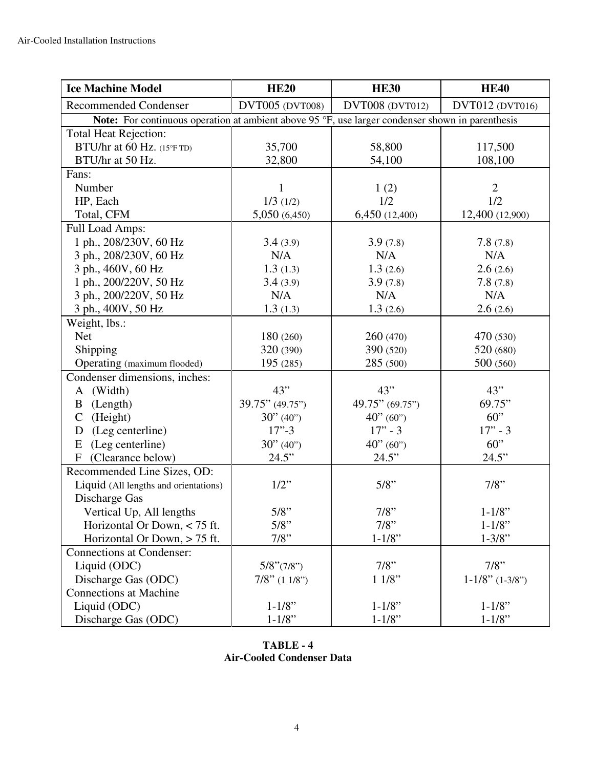| Ice Machine Model | HE20 | HE30 | HE40 |
|---|---|---|---|
| Recommended Condenser | DVT005 (DVT008) | DVT008 (DVT012) | DVT012 (DVT016) |
| **Note:** For continuous operation at ambient above 95 °F, use larger condenser shown in parenthesis | | | |
| Total Heat Rejection: | | | |
| BTU/hr at 60 Hz. (15°F TD) | 35,700 | 58,800 | 117,500 |
| BTU/hr at 50 Hz. | 32,800 | 54,100 | 108,100 |
| Fans: | | | |
| Number | 1 | 1 (2) | 2 |
| HP, Each | 1/3 (1/2) | 1/2 | 1/2 |
| Total, CFM | 5,050 (6,450) | 6,450 (12,400) | 12,400 (12,900) |
| Full Load Amps: | | | |
| 1 ph., 208/230V, 60 Hz | 3.4 (3.9) | 3.9 (7.8) | 7.8 (7.8) |
| 3 ph., 208/230V, 60 Hz | N/A | N/A | N/A |
| 3 ph., 460V, 60 Hz | 1.3 (1.3) | 1.3 (2.6) | 2.6 (2.6) |
| 1 ph., 200/220V, 50 Hz | 3.4 (3.9) | 3.9 (7.8) | 7.8 (7.8) |
| 3 ph., 200/220V, 50 Hz | N/A | N/A | N/A |
| 3 ph., 400V, 50 Hz | 1.3 (1.3) | 1.3 (2.6) | 2.6 (2.6) |
| Weight, lbs.: | | | |
| Net | 180 (260) | 260 (470) | 470 (530) |
| Shipping | 320 (390) | 390 (520) | 520 (680) |
| Operating (maximum flooded) | 195 (285) | 285 (500) | 500 (560) |
| Condenser dimensions, inches: | | | |
| A (Width) | 43" | 43" | 43" |
| B (Length) | 39.75" (49.75") | 49.75" (69.75") | 69.75" |
| C (Height) | 30" (40") | 40" (60") | 60" |
| D (Leg centerline) | 17"-3 | 17" - 3 | 17" - 3 |
| E (Leg centerline) | 30" (40") | 40" (60") | 60" |
| F (Clearance below) | 24.5" | 24.5" | 24.5" |
| Recommended Line Sizes, OD: | | | |
| Liquid (All lengths and orientations) | 1/2" | 5/8" | 7/8" |
| Discharge Gas | | | |
| Vertical Up, All lengths | 5/8" | 7/8" | 1-1/8" |
| Horizontal Or Down, < 75 ft. | 5/8" | 7/8" | 1-1/8" |
| Horizontal Or Down, > 75 ft. | 7/8" | 1-1/8" | 1-3/8" |
| Connections at Condenser: | | | |
| Liquid (ODC) | 5/8"(7/8") | 7/8" | 7/8" |
| Discharge Gas (ODC) | 7/8" (1 1/8") | 1 1/8" | 1-1/8" (1-3/8") |
| Connections at Machine | | | |
| Liquid (ODC) | 1-1/8" | 1-1/8" | 1-1/8" |
| Discharge Gas (ODC) | 1-1/8" | 1-1/8" | 1-1/8" |

**TABLE - 4**
**Air-Cooled Condenser Data**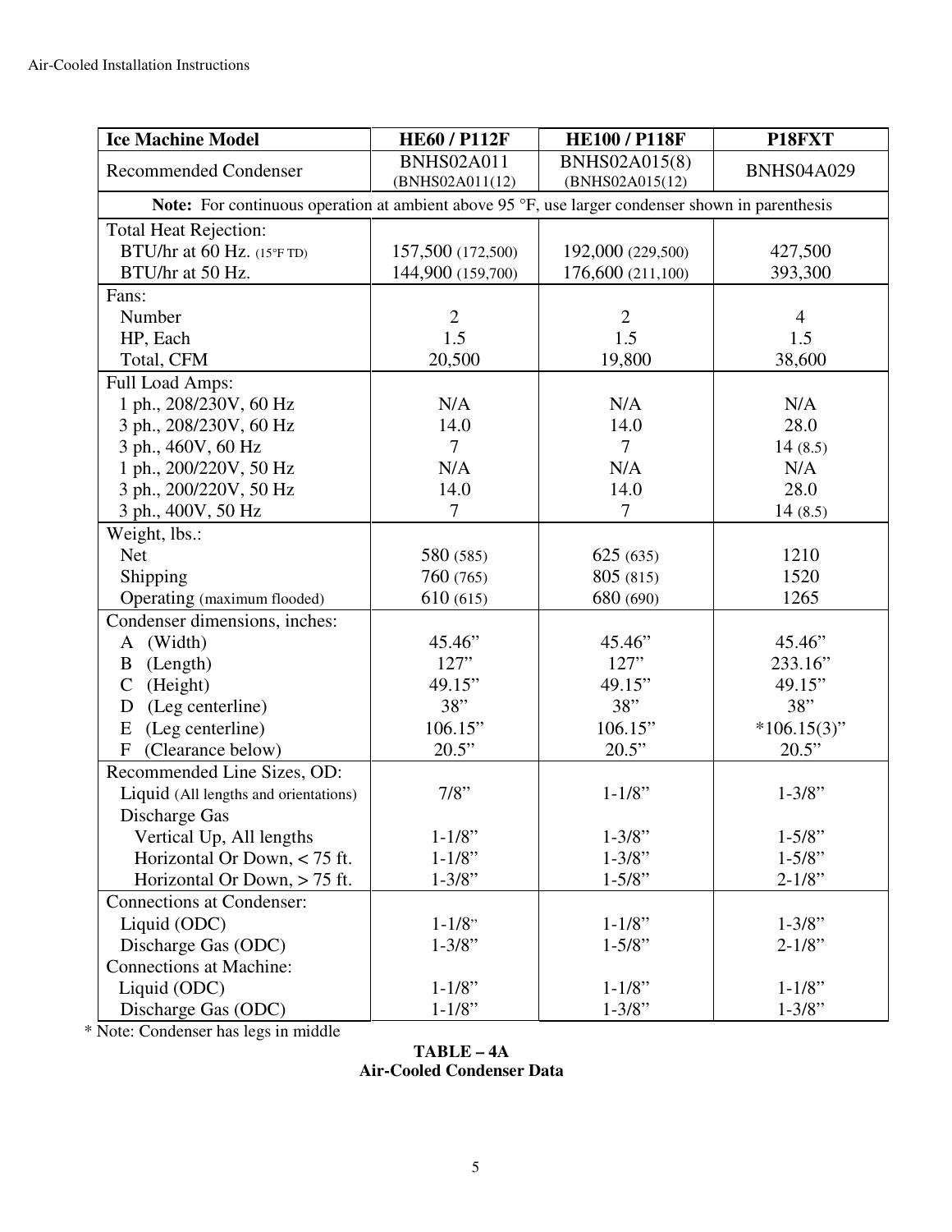| Ice Machine Model | HE60 / P112F | HE100 / P118F | P18FXT |
|---|---|---|---|
| Recommended Condenser | BNHS02A011 (BNHS02A011(12) | BNHS02A015(8) (BNHS02A015(12) | BNHS04A029 |
| **Note:** For continuous operation at ambient above 95 °F, use larger condenser shown in parenthesis | | | |
| Total Heat Rejection: | | | |
| BTU/hr at 60 Hz. (15°F TD) | 157,500 (172,500) | 192,000 (229,500) | 427,500 |
| BTU/hr at 50 Hz. | 144,900 (159,700) | 176,600 (211,100) | 393,300 |
| Fans: | | | |
| Number | 2 | 2 | 4 |
| HP, Each | 1.5 | 1.5 | 1.5 |
| Total, CFM | 20,500 | 19,800 | 38,600 |
| Full Load Amps: | | | |
| 1 ph., 208/230V, 60 Hz | N/A | N/A | N/A |
| 3 ph., 208/230V, 60 Hz | 14.0 | 14.0 | 28.0 |
| 3 ph., 460V, 60 Hz | 7 | 7 | 14 (8.5) |
| 1 ph., 200/220V, 50 Hz | N/A | N/A | N/A |
| 3 ph., 200/220V, 50 Hz | 14.0 | 14.0 | 28.0 |
| 3 ph., 400V, 50 Hz | 7 | 7 | 14 (8.5) |
| Weight, lbs.: | | | |
| Net | 580 (585) | 625 (635) | 1210 |
| Shipping | 760 (765) | 805 (815) | 1520 |
| Operating (maximum flooded) | 610 (615) | 680 (690) | 1265 |
| Condenser dimensions, inches: | | | |
| A (Width) | 45.46” | 45.46” | 45.46” |
| B (Length) | 127” | 127” | 233.16” |
| C (Height) | 49.15” | 49.15” | 49.15” |
| D (Leg centerline) | 38” | 38” | 38” |
| E (Leg centerline) | 106.15” | 106.15” | *106.15(3)” |
| F (Clearance below) | 20.5” | 20.5” | 20.5” |
| Recommended Line Sizes, OD: | | | |
| Liquid (All lengths and orientations) | 7/8” | 1-1/8” | 1-3/8” |
| Discharge Gas | | | |
| Vertical Up, All lengths | 1-1/8” | 1-3/8” | 1-5/8” |
| Horizontal Or Down, < 75 ft. | 1-1/8” | 1-3/8” | 1-5/8” |
| Horizontal Or Down, > 75 ft. | 1-3/8” | 1-5/8” | 2-1/8” |
| Connections at Condenser: | | | |
| Liquid (ODC) | 1-1/8” | 1-1/8” | 1-3/8” |
| Discharge Gas (ODC) | 1-3/8” | 1-5/8” | 2-1/8” |
| Connections at Machine: | | | |
| Liquid (ODC) | 1-1/8” | 1-1/8” | 1-1/8” |
| Discharge Gas (ODC) | 1-1/8” | 1-3/8” | 1-3/8” |

* Note: Condenser has legs in middle

**TABLE – 4A**
**Air-Cooled Condenser Data**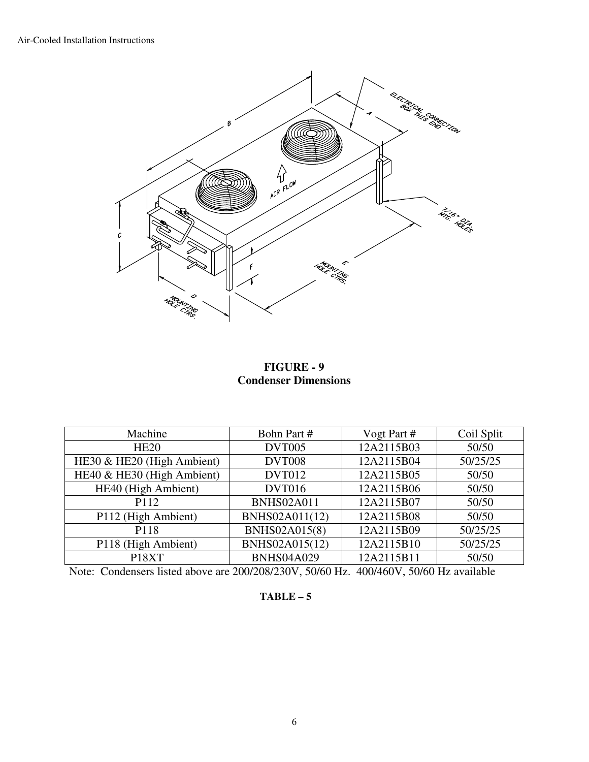**FIGURE - 9**
**Condenser Dimensions**

| Machine | Bohn Part # | Vogt Part # | Coil Split |
|---|---|---|---|
| HE20 | DVT005 | 12A2115B03 | 50/50 |
| HE30 & HE20 (High Ambient) | DVT008 | 12A2115B04 | 50/25/25 |
| HE40 & HE30 (High Ambient) | DVT012 | 12A2115B05 | 50/50 |
| HE40 (High Ambient) | DVT016 | 12A2115B06 | 50/50 |
| P112 | BNHS02A011 | 12A2115B07 | 50/50 |
| P112 (High Ambient) | BNHS02A011(12) | 12A2115B08 | 50/50 |
| P118 | BNHS02A015(8) | 12A2115B09 | 50/25/25 |
| P118 (High Ambient) | BNHS02A015(12) | 12A2115B10 | 50/25/25 |
| P18XT | BNHS04A029 | 12A2115B11 | 50/50 |

Note: Condensers listed above are 200/208/230V, 50/60 Hz. 400/460V, 50/60 Hz available

**TABLE – 5**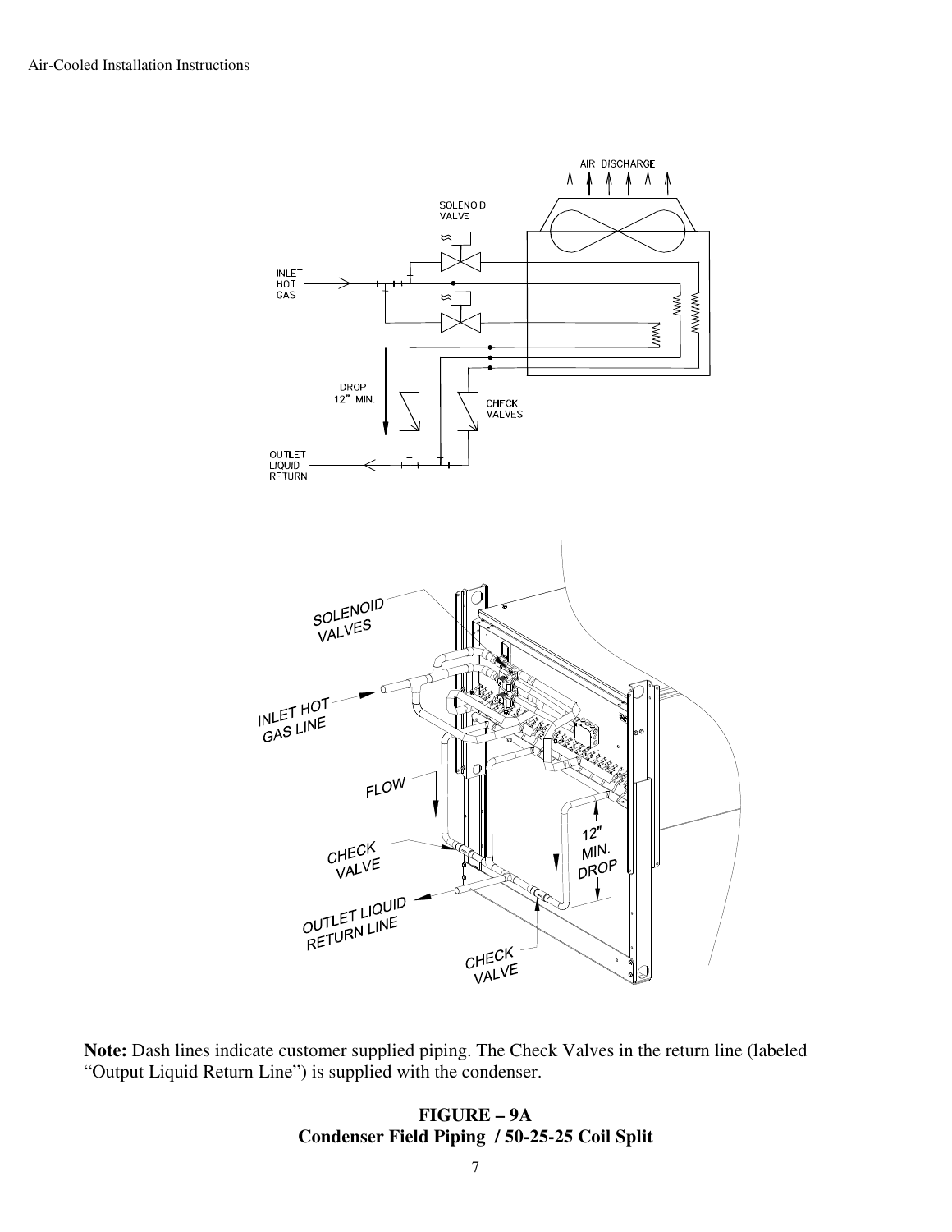**Note:** Dash lines indicate customer supplied piping. The Check Valves in the return line (labeled "Output Liquid Return Line") is supplied with the condenser.

**FIGURE – 9A**
**Condenser Field Piping / 50-25-25 Coil Split**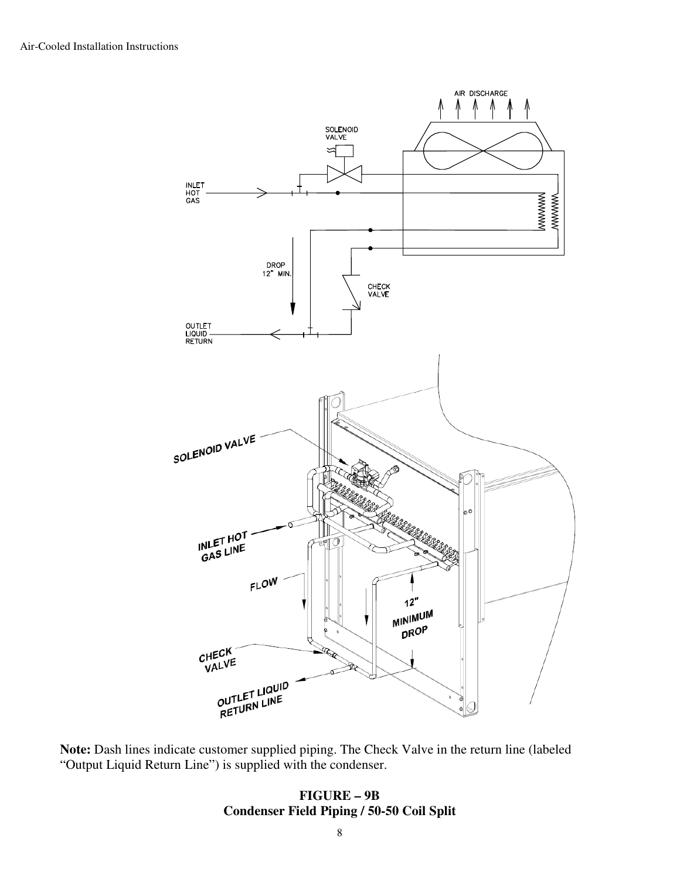**Note:** Dash lines indicate customer supplied piping. The Check Valve in the return line (labeled "Output Liquid Return Line") is supplied with the condenser.

**FIGURE – 9B**
**Condenser Field Piping / 50-50 Coil Split**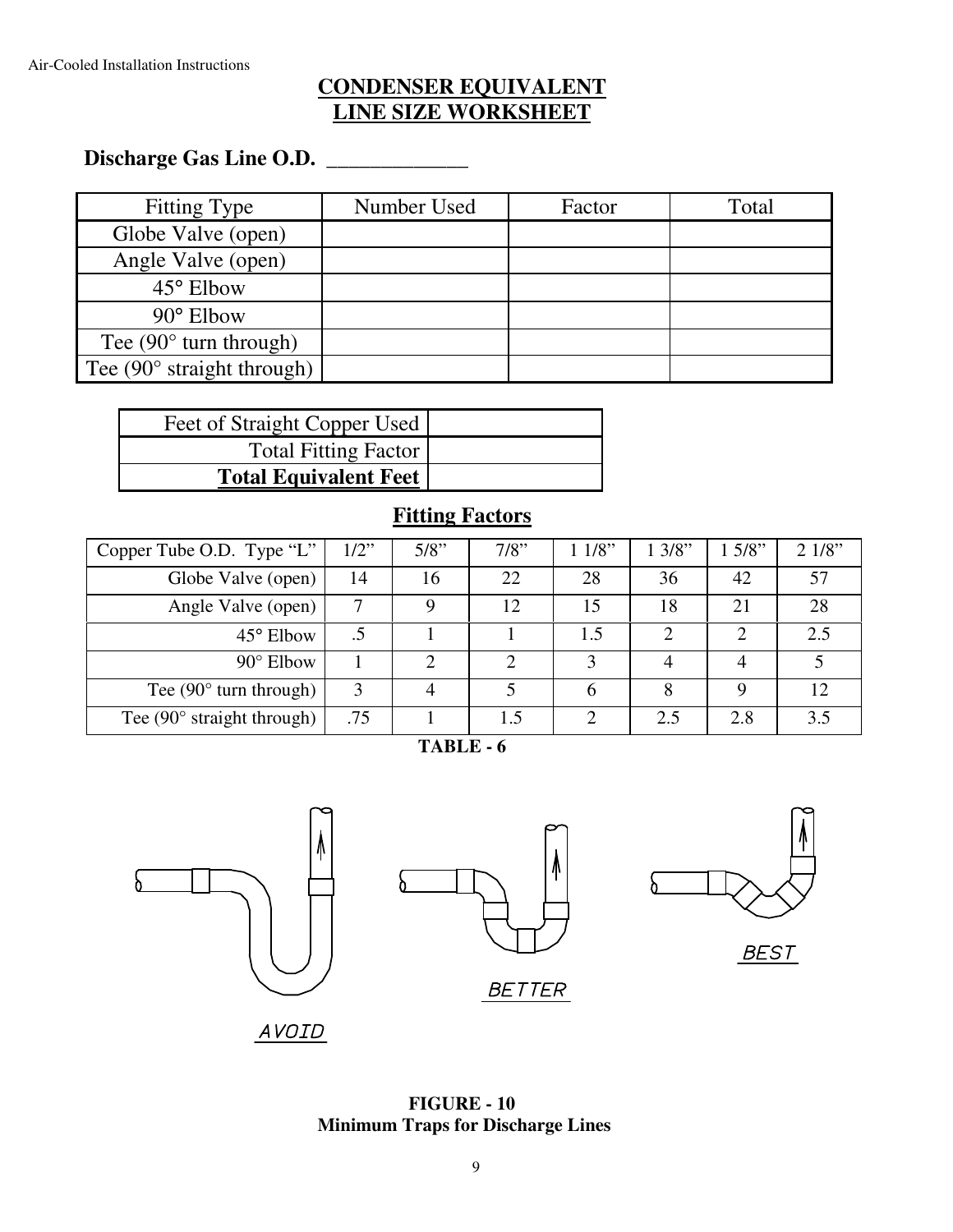# CONDENSER EQUIVALENT LINE SIZE WORKSHEET

**Discharge Gas Line O.D.** _____________

| Fitting Type | Number Used | Factor | Total |
|---|---|---|---|
| Globe Valve (open) | | | |
| Angle Valve (open) | | | |
| 45° Elbow | | | |
| 90° Elbow | | | |
| Tee (90° turn through) | | | |
| Tee (90° straight through) | | | |

| | |
|---|---|
| Feet of Straight Copper Used | |
| Total Fitting Factor | |
| **Total Equivalent Feet** | |

## Fitting Factors

| Copper Tube O.D. Type "L" | 1/2" | 5/8" | 7/8" | 1 1/8" | 1 3/8" | 1 5/8" | 2 1/8" |
|---|---|---|---|---|---|---|---|
| Globe Valve (open) | 14 | 16 | 22 | 28 | 36 | 42 | 57 |
| Angle Valve (open) | 7 | 9 | 12 | 15 | 18 | 21 | 28 |
| 45° Elbow | .5 | 1 | 1 | 1.5 | 2 | 2 | 2.5 |
| 90° Elbow | 1 | 2 | 2 | 3 | 4 | 4 | 5 |
| Tee (90° turn through) | 3 | 4 | 5 | 6 | 8 | 9 | 12 |
| Tee (90° straight through) | .75 | 1 | 1.5 | 2 | 2.5 | 2.8 | 3.5 |

**TABLE - 6**

AVOID

BETTER

BEST

**FIGURE - 10**
**Minimum Traps for Discharge Lines**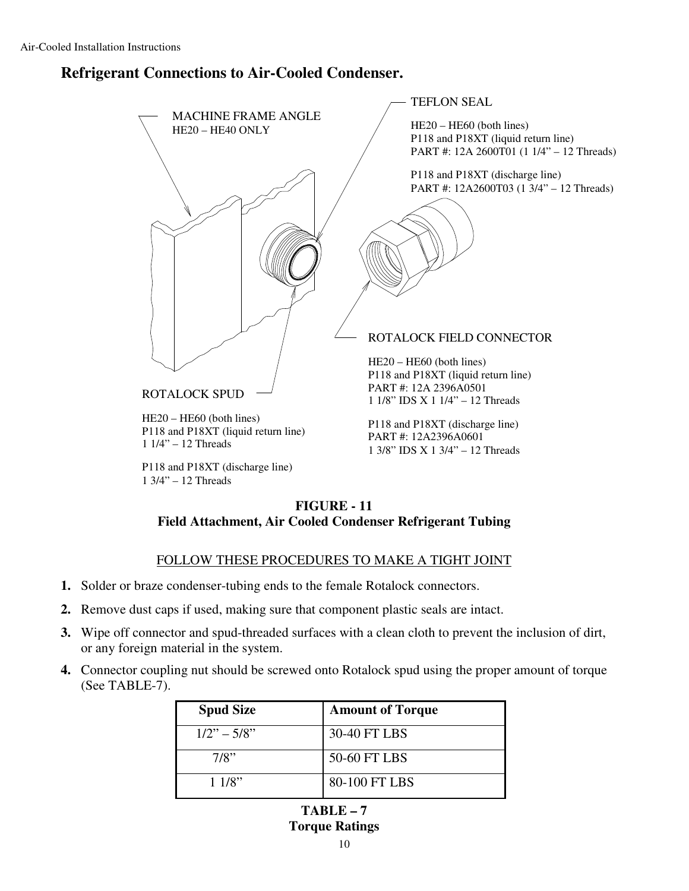# Refrigerant Connections to Air-Cooled Condenser.

MACHINE FRAME ANGLE
HE20 – HE40 ONLY

TEFLON SEAL

HE20 – HE60 (both lines)
P118 and P18XT (liquid return line)
PART #: 12A 2600T01 (1 1/4" – 12 Threads)

P118 and P18XT (discharge line)
PART #: 12A2600T03 (1 3/4" – 12 Threads)

ROTALOCK FIELD CONNECTOR

HE20 – HE60 (both lines)
P118 and P18XT (liquid return line)
PART #: 12A 2396A0501
1 1/8" IDS X 1 1/4" – 12 Threads

P118 and P18XT (discharge line)
PART #: 12A2396A0601
1 3/8" IDS X 1 3/4" – 12 Threads

ROTALOCK SPUD

HE20 – HE60 (both lines)
P118 and P18XT (liquid return line)
1 1/4" – 12 Threads

P118 and P18XT (discharge line)
1 3/4" – 12 Threads

**FIGURE - 11**
**Field Attachment, Air Cooled Condenser Refrigerant Tubing**

<u>FOLLOW THESE PROCEDURES TO MAKE A TIGHT JOINT</u>

1. Solder or braze condenser-tubing ends to the female Rotalock connectors.
2. Remove dust caps if used, making sure that component plastic seals are intact.
3. Wipe off connector and spud-threaded surfaces with a clean cloth to prevent the inclusion of dirt, or any foreign material in the system.
4. Connector coupling nut should be screwed onto Rotalock spud using the proper amount of torque (See TABLE-7).

| Spud Size | Amount of Torque |
|---|---|
| 1/2" – 5/8" | 30-40 FT LBS |
| 7/8" | 50-60 FT LBS |
| 1 1/8" | 80-100 FT LBS |

**TABLE – 7**
**Torque Ratings**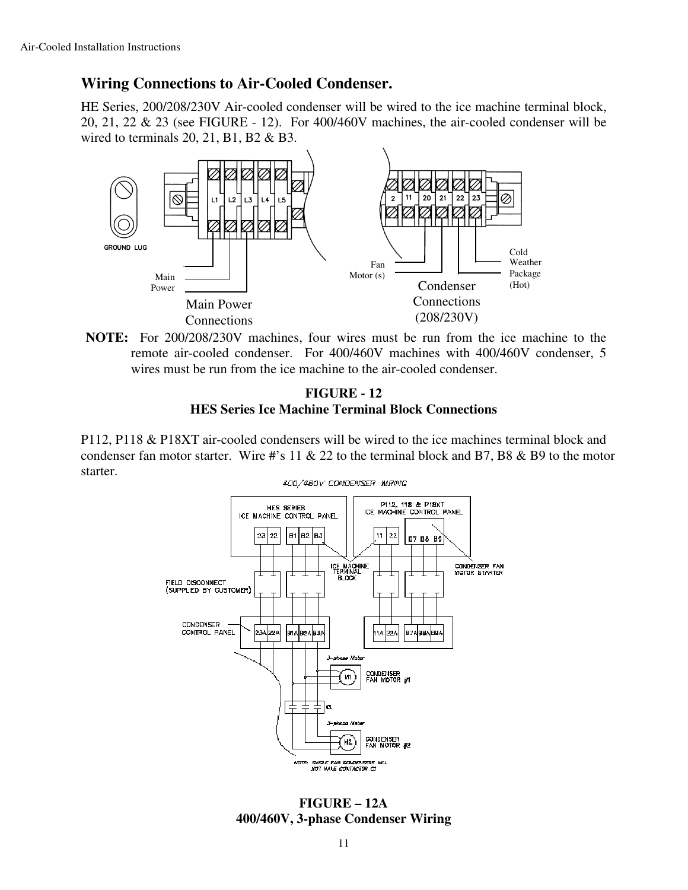## Wiring Connections to Air-Cooled Condenser.

HE Series, 200/208/230V Air-cooled condenser will be wired to the ice machine terminal block, 20, 21, 22 & 23 (see FIGURE - 12). For 400/460V machines, the air-cooled condenser will be wired to terminals 20, 21, B1, B2 & B3.

**NOTE:** For 200/208/230V machines, four wires must be run from the ice machine to the remote air-cooled condenser. For 400/460V machines with 400/460V condenser, 5 wires must be run from the ice machine to the air-cooled condenser.

**FIGURE - 12**
**HES Series Ice Machine Terminal Block Connections**

P112, P118 & P18XT air-cooled condensers will be wired to the ice machines terminal block and condenser fan motor starter. Wire #'s 11 & 22 to the terminal block and B7, B8 & B9 to the motor starter.

**FIGURE – 12A**
**400/460V, 3-phase Condenser Wiring**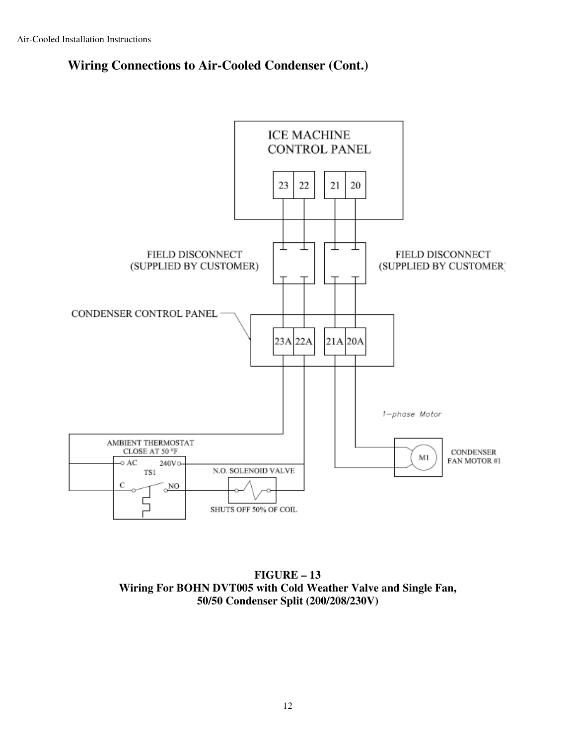## Wiring Connections to Air-Cooled Condenser (Cont.)

ICE MACHINE CONTROL PANEL

23 22 21 20

FIELD DISCONNECT (SUPPLIED BY CUSTOMER)

FIELD DISCONNECT (SUPPLIED BY CUSTOMER)

CONDENSER CONTROL PANEL

23A 22A 21A 20A

1-phase Motor

AMBIENT THERMOSTAT CLOSE AT 50 °F

AC 240V TS1 C NO

N.O. SOLENOID VALVE

SHUTS OFF 50% OF COIL

M1 CONDENSER FAN MOTOR #1

**FIGURE – 13**
**Wiring For BOHN DVT005 with Cold Weather Valve and Single Fan, 50/50 Condenser Split (200/208/230V)**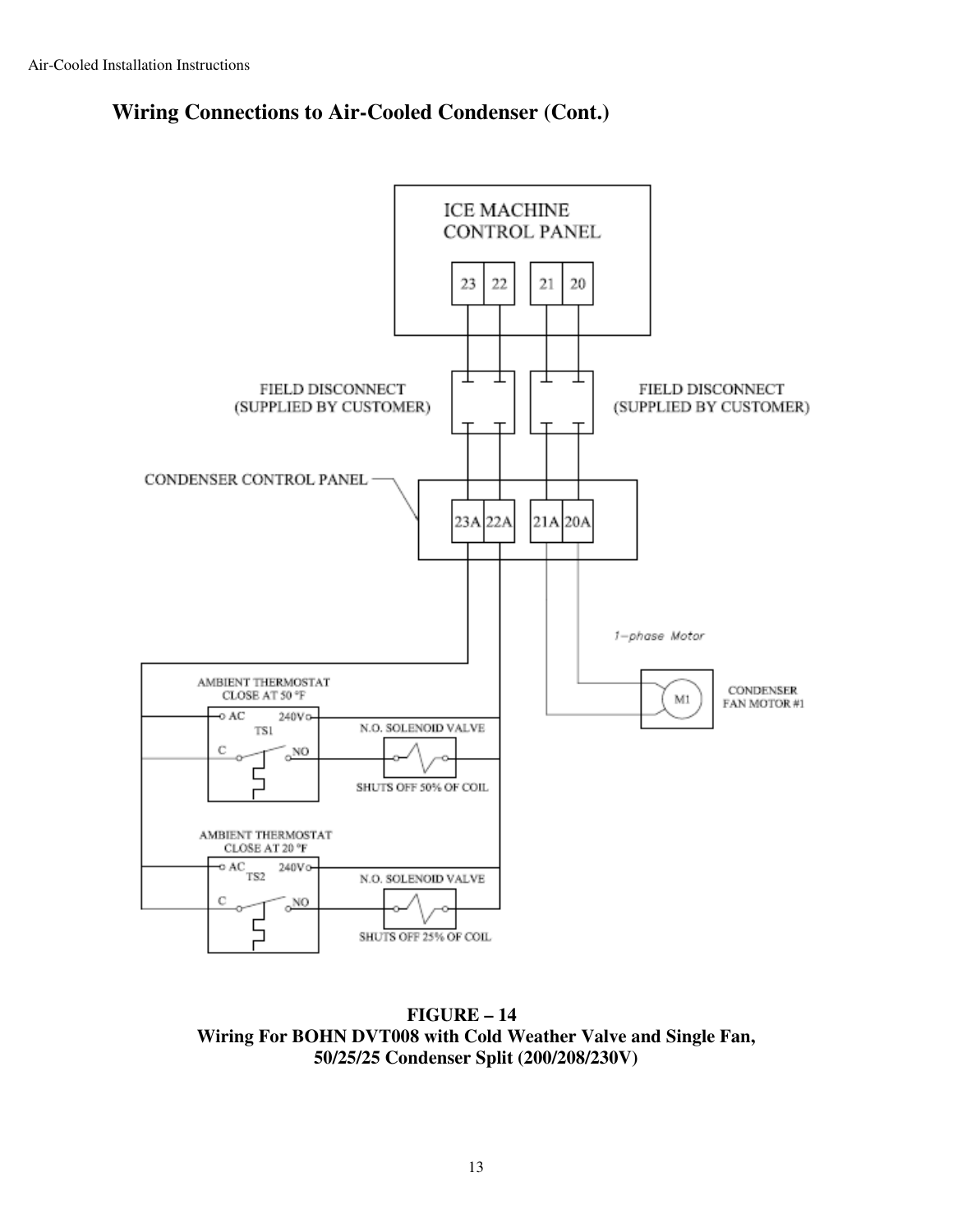## Wiring Connections to Air-Cooled Condenser (Cont.)

**FIGURE – 14**
**Wiring For BOHN DVT008 with Cold Weather Valve and Single Fan,**
**50/25/25 Condenser Split (200/208/230V)**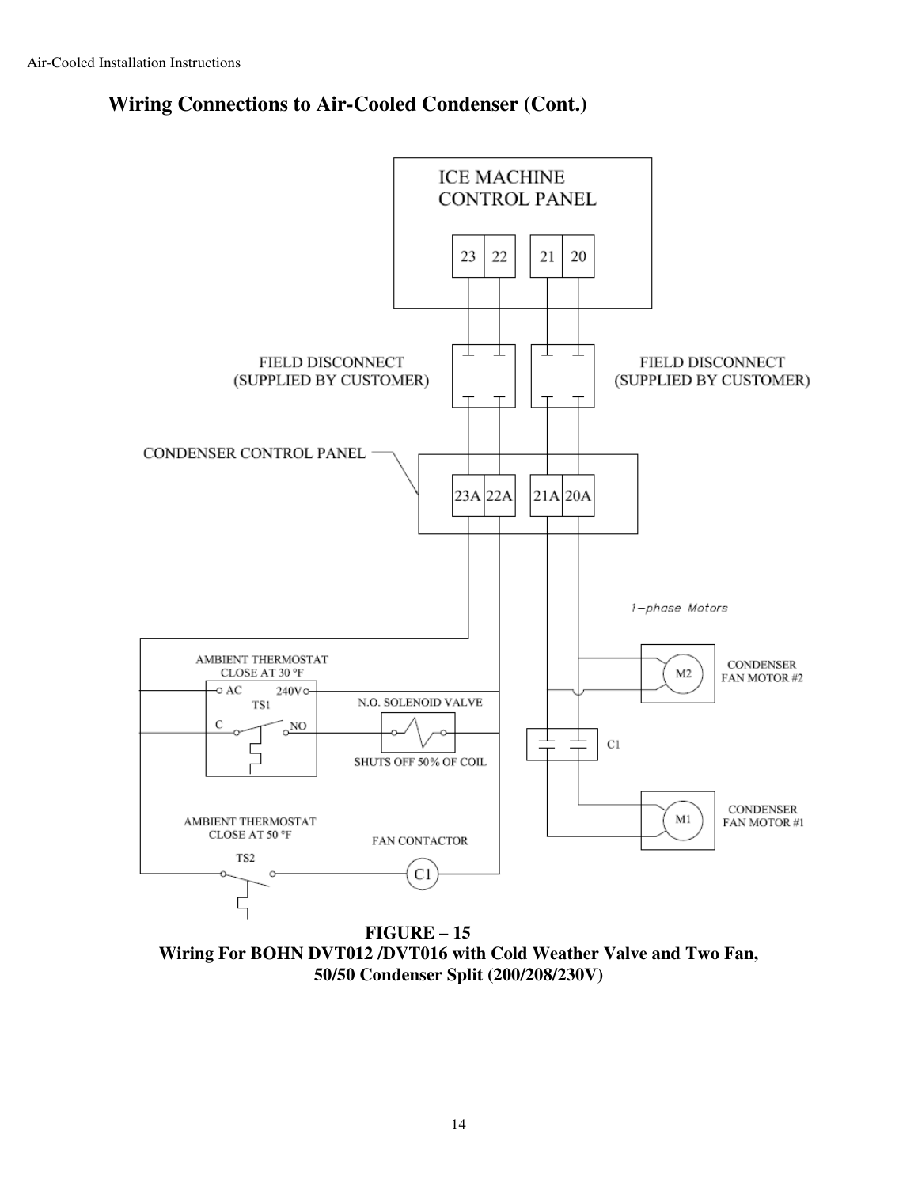## Wiring Connections to Air-Cooled Condenser (Cont.)

**FIGURE – 15**
**Wiring For BOHN DVT012 /DVT016 with Cold Weather Valve and Two Fan, 50/50 Condenser Split (200/208/230V)**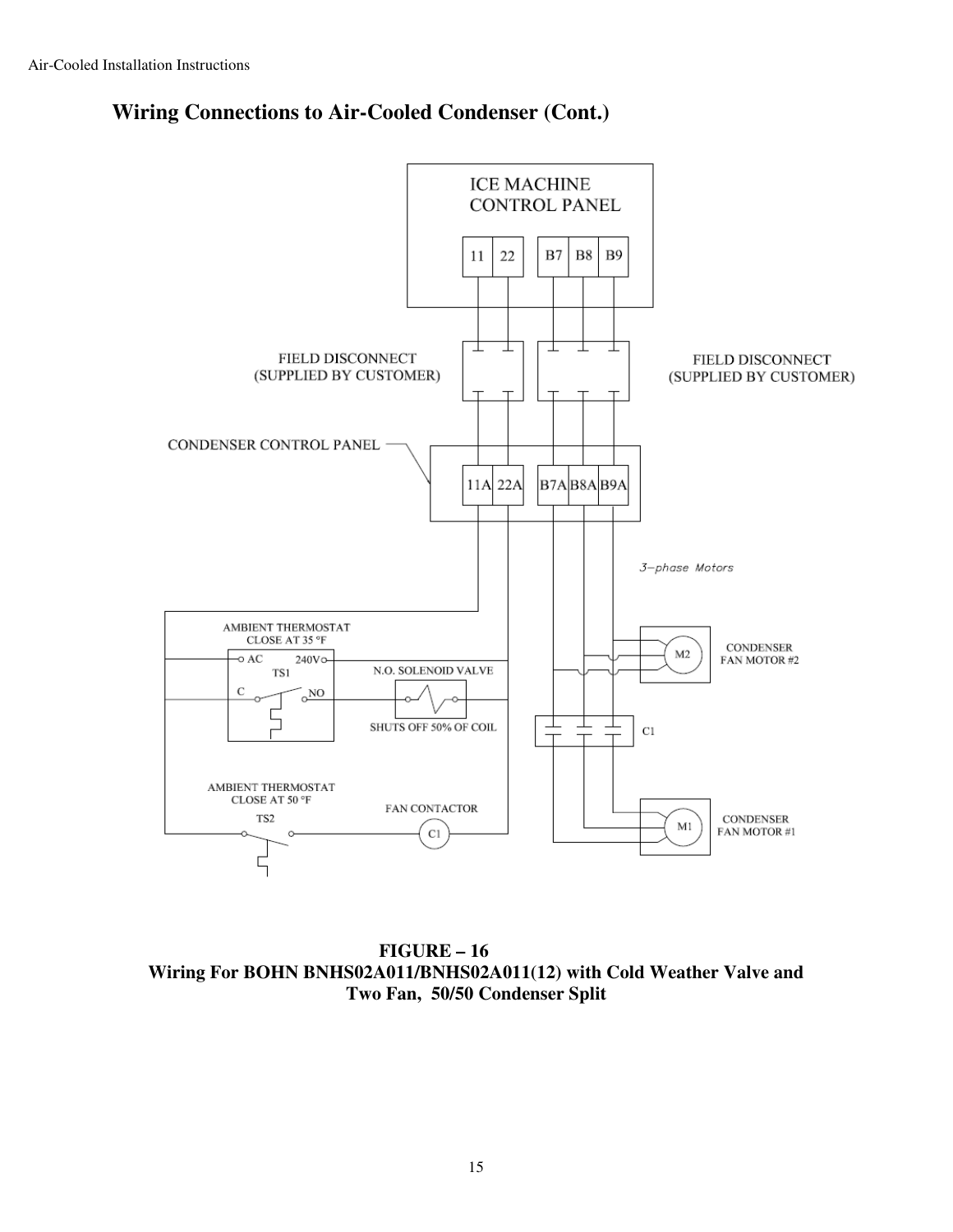## Wiring Connections to Air-Cooled Condenser (Cont.)

**FIGURE – 16**
**Wiring For BOHN BNHS02A011/BNHS02A011(12) with Cold Weather Valve and Two Fan, 50/50 Condenser Split**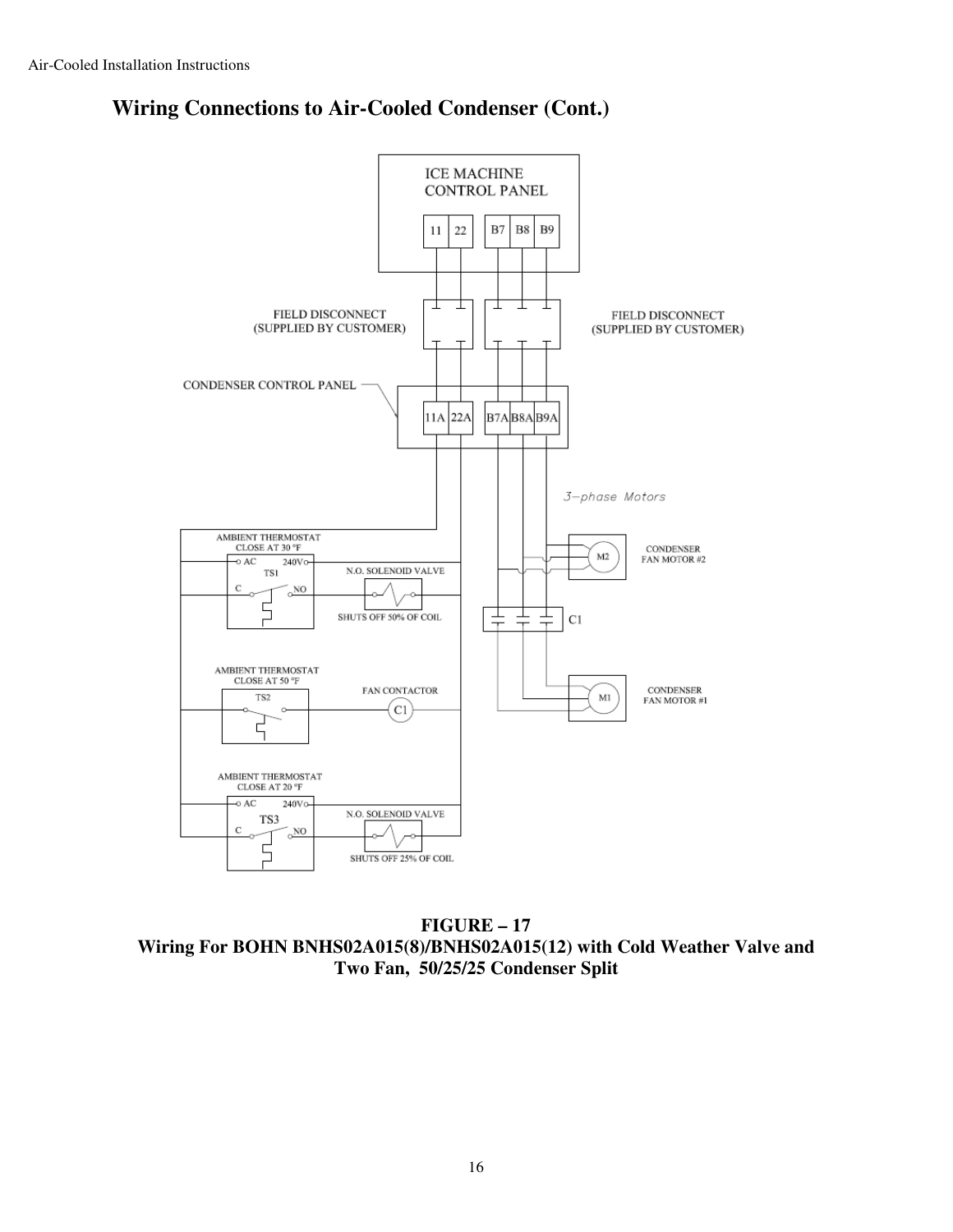## Wiring Connections to Air-Cooled Condenser (Cont.)

**FIGURE – 17**
**Wiring For BOHN BNHS02A015(8)/BNHS02A015(12) with Cold Weather Valve and Two Fan, 50/25/25 Condenser Split**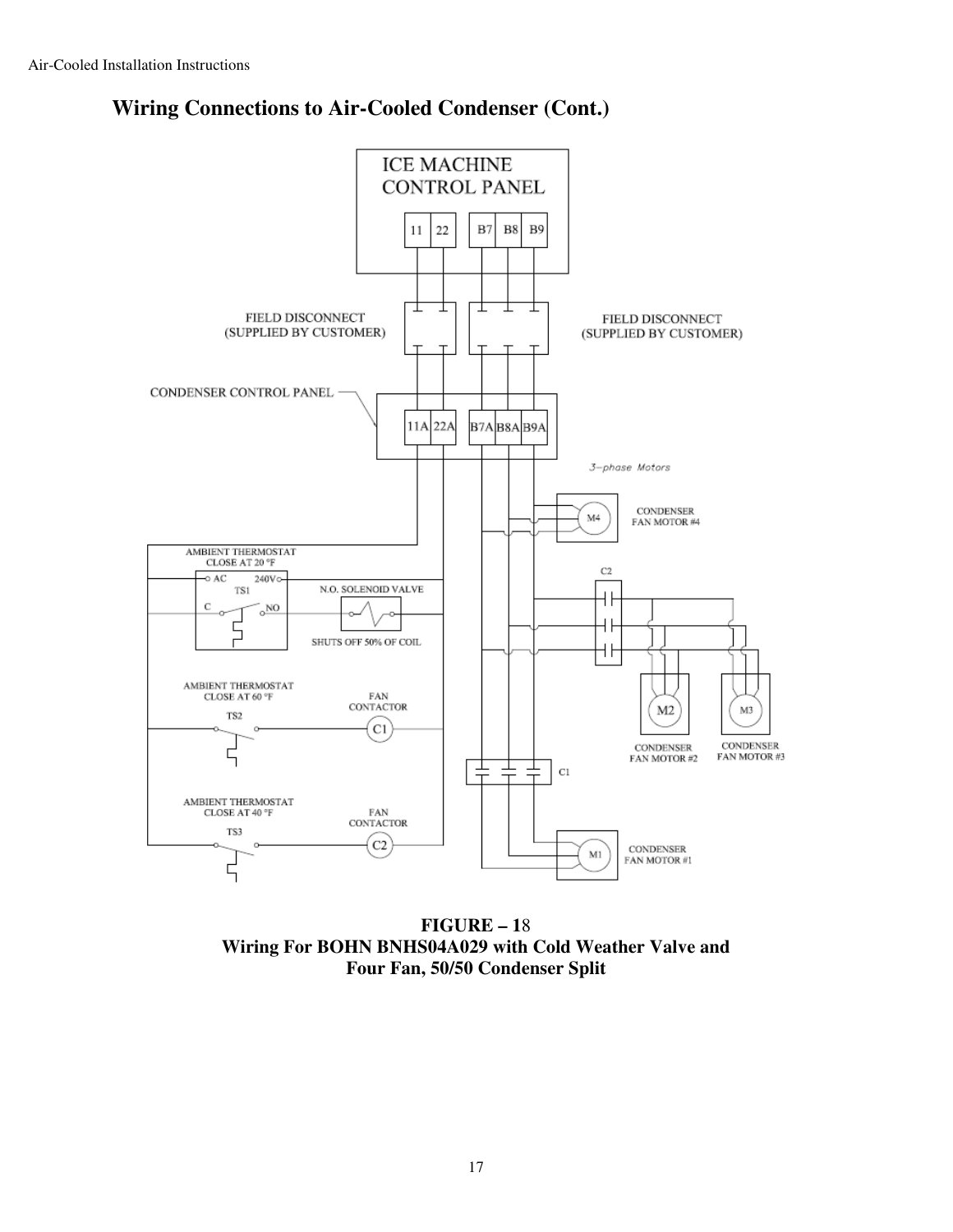## Wiring Connections to Air-Cooled Condenser (Cont.)

**FIGURE – 18**
**Wiring For BOHN BNHS04A029 with Cold Weather Valve and Four Fan, 50/50 Condenser Split**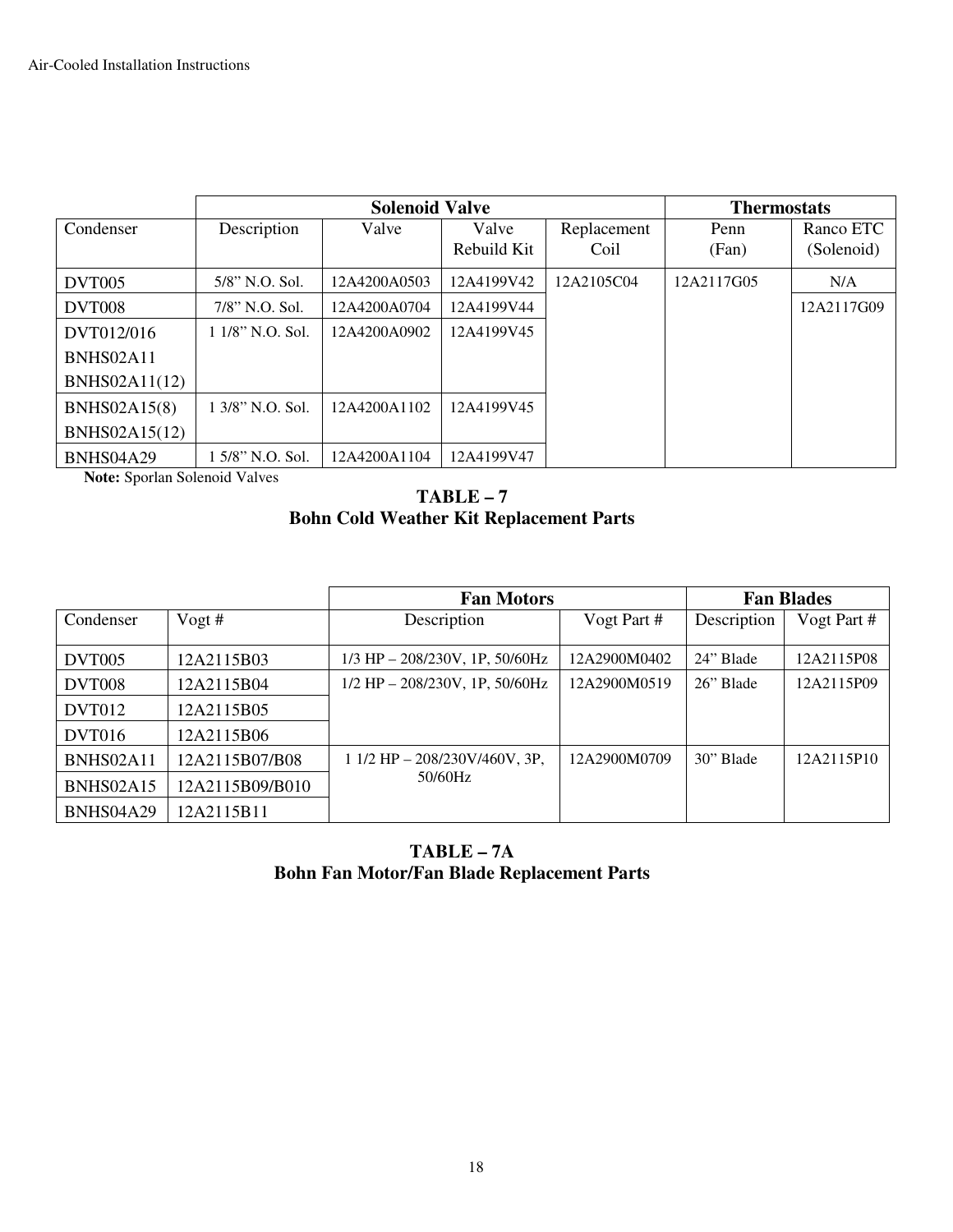| | Solenoid Valve | | | | Thermostats | |
|---|---|---|---|---|---|---|
| Condenser | Description | Valve | Valve Rebuild Kit | Replacement Coil | Penn (Fan) | Ranco ETC (Solenoid) |
| DVT005 | 5/8" N.O. Sol. | 12A4200A0503 | 12A4199V42 | 12A2105C04 | 12A2117G05 | N/A |
| DVT008 | 7/8" N.O. Sol. | 12A4200A0704 | 12A4199V44 | | | 12A2117G09 |
| DVT012/016<br>BNHS02A11<br>BNHS02A11(12) | 1 1/8" N.O. Sol. | 12A4200A0902 | 12A4199V45 | | | |
| BNHS02A15(8)<br>BNHS02A15(12) | 1 3/8" N.O. Sol. | 12A4200A1102 | 12A4199V45 | | | |
| BNHS04A29 | 1 5/8" N.O. Sol. | 12A4200A1104 | 12A4199V47 | | | |

**Note:** Sporlan Solenoid Valves

**TABLE – 7**
**Bohn Cold Weather Kit Replacement Parts**

| | | Fan Motors | | Fan Blades | |
|---|---|---|---|---|---|
| Condenser | Vogt # | Description | Vogt Part # | Description | Vogt Part # |
| DVT005 | 12A2115B03 | 1/3 HP – 208/230V, 1P, 50/60Hz | 12A2900M0402 | 24" Blade | 12A2115P08 |
| DVT008 | 12A2115B04 | 1/2 HP – 208/230V, 1P, 50/60Hz | 12A2900M0519 | 26" Blade | 12A2115P09 |
| DVT012 | 12A2115B05 | | | | |
| DVT016 | 12A2115B06 | | | | |
| BNHS02A11 | 12A2115B07/B08 | 1 1/2 HP – 208/230V/460V, 3P, 50/60Hz | 12A2900M0709 | 30" Blade | 12A2115P10 |
| BNHS02A15 | 12A2115B09/B010 | | | | |
| BNHS04A29 | 12A2115B11 | | | | |

**TABLE – 7A**
**Bohn Fan Motor/Fan Blade Replacement Parts**